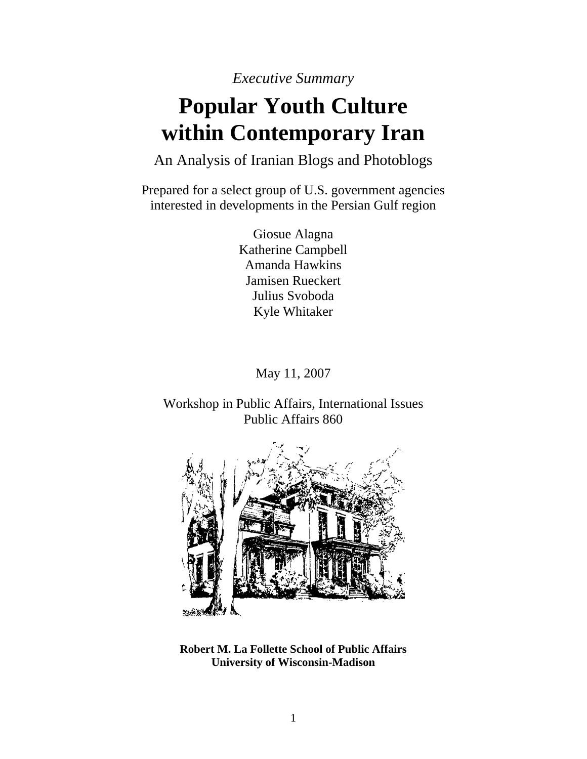*Executive Summary*

# Popular Youth Culture within Contemporary Iran

An Analysis of Iranian Blogs and Photoblogs

Prepared for a select group of U.S. government agencies interested in developments in the Persian Gulf region

Giosue Alagna
Katherine Campbell
Amanda Hawkins
Jamisen Rueckert
Julius Svoboda
Kyle Whitaker

May 11, 2007

Workshop in Public Affairs, International Issues
Public Affairs 860

**Robert M. La Follette School of Public Affairs**
**University of Wisconsin-Madison**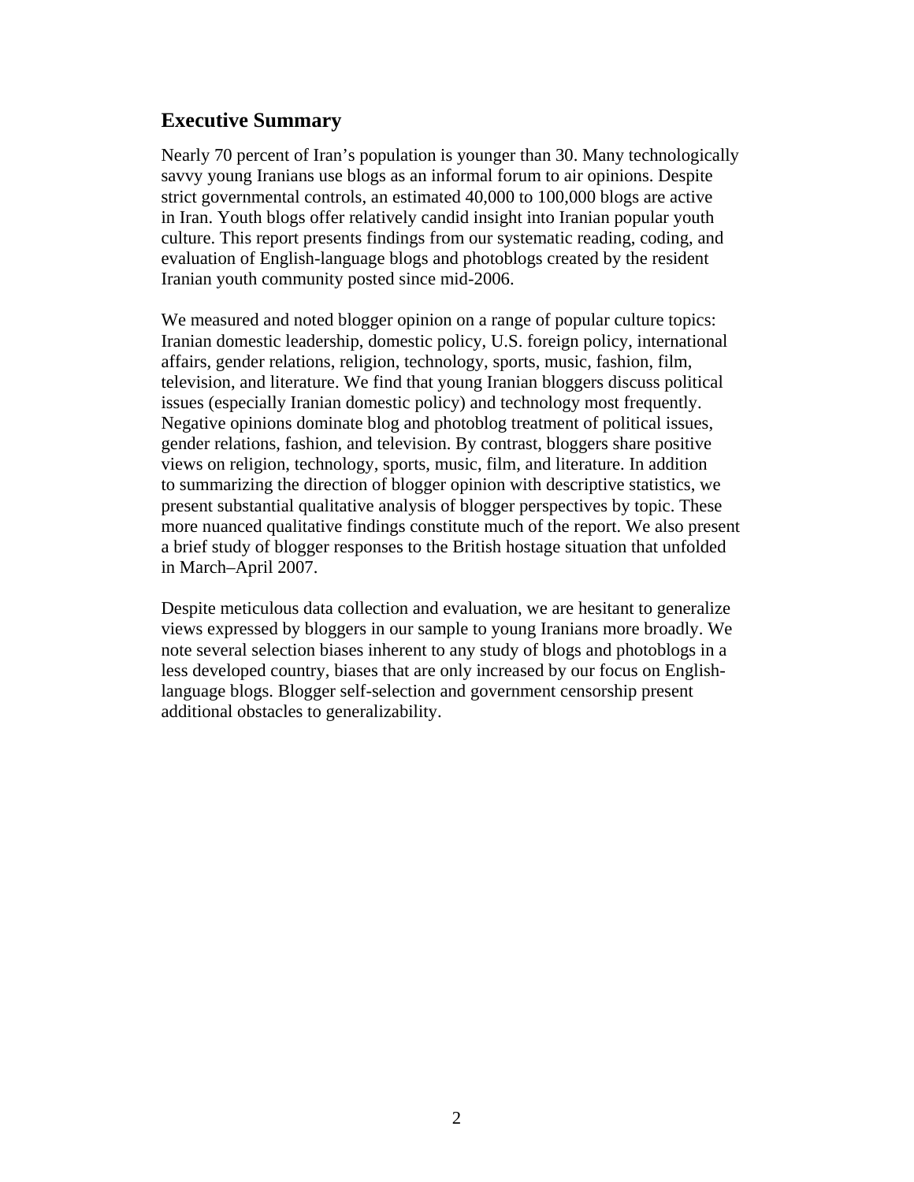## Executive Summary

Nearly 70 percent of Iran's population is younger than 30. Many technologically savvy young Iranians use blogs as an informal forum to air opinions. Despite strict governmental controls, an estimated 40,000 to 100,000 blogs are active in Iran. Youth blogs offer relatively candid insight into Iranian popular youth culture. This report presents findings from our systematic reading, coding, and evaluation of English-language blogs and photoblogs created by the resident Iranian youth community posted since mid-2006.

We measured and noted blogger opinion on a range of popular culture topics: Iranian domestic leadership, domestic policy, U.S. foreign policy, international affairs, gender relations, religion, technology, sports, music, fashion, film, television, and literature. We find that young Iranian bloggers discuss political issues (especially Iranian domestic policy) and technology most frequently. Negative opinions dominate blog and photoblog treatment of political issues, gender relations, fashion, and television. By contrast, bloggers share positive views on religion, technology, sports, music, film, and literature. In addition to summarizing the direction of blogger opinion with descriptive statistics, we present substantial qualitative analysis of blogger perspectives by topic. These more nuanced qualitative findings constitute much of the report. We also present a brief study of blogger responses to the British hostage situation that unfolded in March–April 2007.

Despite meticulous data collection and evaluation, we are hesitant to generalize views expressed by bloggers in our sample to young Iranians more broadly. We note several selection biases inherent to any study of blogs and photoblogs in a less developed country, biases that are only increased by our focus on English-language blogs. Blogger self-selection and government censorship present additional obstacles to generalizability.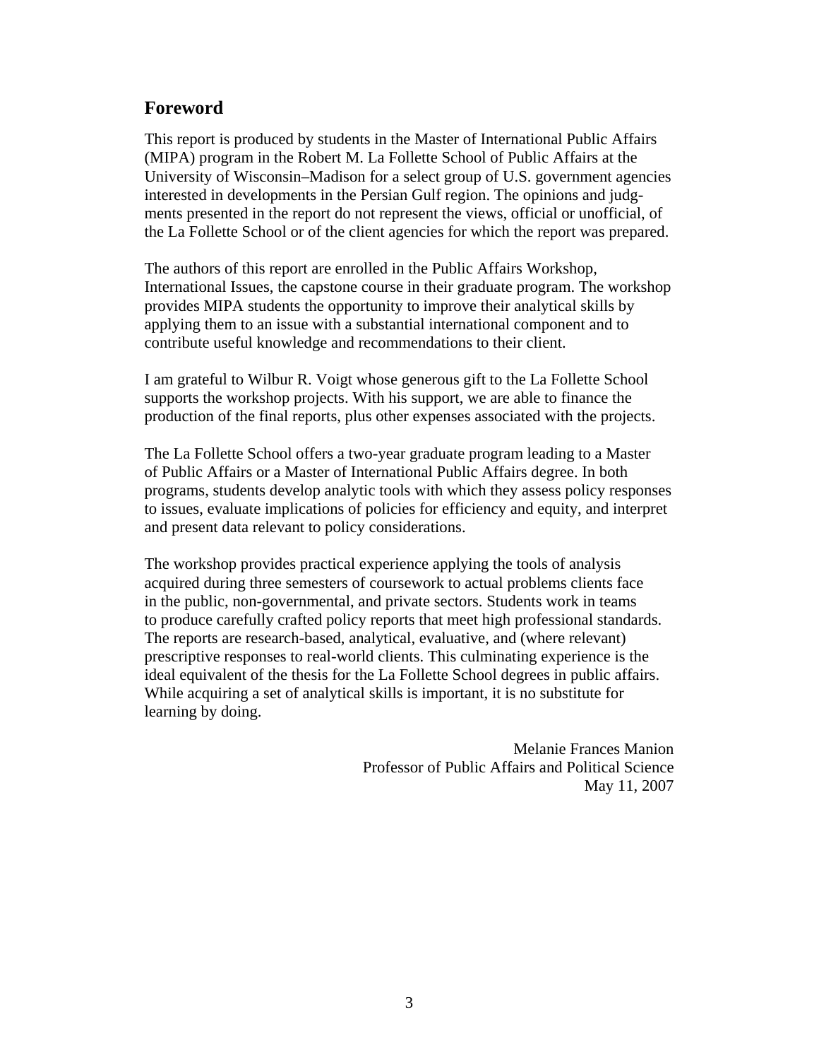## Foreword

This report is produced by students in the Master of International Public Affairs (MIPA) program in the Robert M. La Follette School of Public Affairs at the University of Wisconsin–Madison for a select group of U.S. government agencies interested in developments in the Persian Gulf region. The opinions and judgments presented in the report do not represent the views, official or unofficial, of the La Follette School or of the client agencies for which the report was prepared.

The authors of this report are enrolled in the Public Affairs Workshop, International Issues, the capstone course in their graduate program. The workshop provides MIPA students the opportunity to improve their analytical skills by applying them to an issue with a substantial international component and to contribute useful knowledge and recommendations to their client.

I am grateful to Wilbur R. Voigt whose generous gift to the La Follette School supports the workshop projects. With his support, we are able to finance the production of the final reports, plus other expenses associated with the projects.

The La Follette School offers a two-year graduate program leading to a Master of Public Affairs or a Master of International Public Affairs degree. In both programs, students develop analytic tools with which they assess policy responses to issues, evaluate implications of policies for efficiency and equity, and interpret and present data relevant to policy considerations.

The workshop provides practical experience applying the tools of analysis acquired during three semesters of coursework to actual problems clients face in the public, non-governmental, and private sectors. Students work in teams to produce carefully crafted policy reports that meet high professional standards. The reports are research-based, analytical, evaluative, and (where relevant) prescriptive responses to real-world clients. This culminating experience is the ideal equivalent of the thesis for the La Follette School degrees in public affairs. While acquiring a set of analytical skills is important, it is no substitute for learning by doing.

Melanie Frances Manion
Professor of Public Affairs and Political Science
May 11, 2007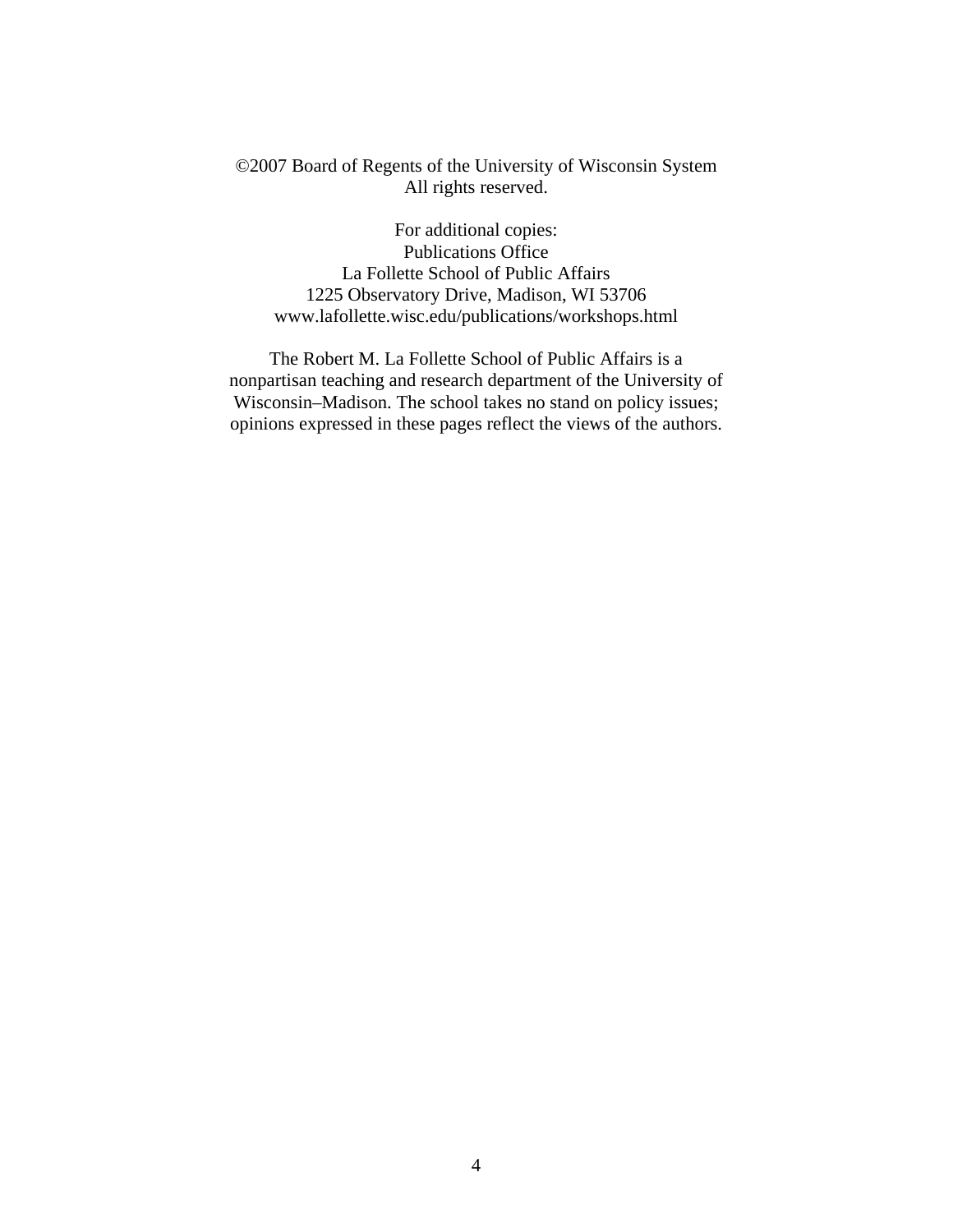©2007 Board of Regents of the University of Wisconsin System
All rights reserved.

For additional copies:
Publications Office
La Follette School of Public Affairs
1225 Observatory Drive, Madison, WI 53706
www.lafollette.wisc.edu/publications/workshops.html

The Robert M. La Follette School of Public Affairs is a nonpartisan teaching and research department of the University of Wisconsin–Madison. The school takes no stand on policy issues; opinions expressed in these pages reflect the views of the authors.